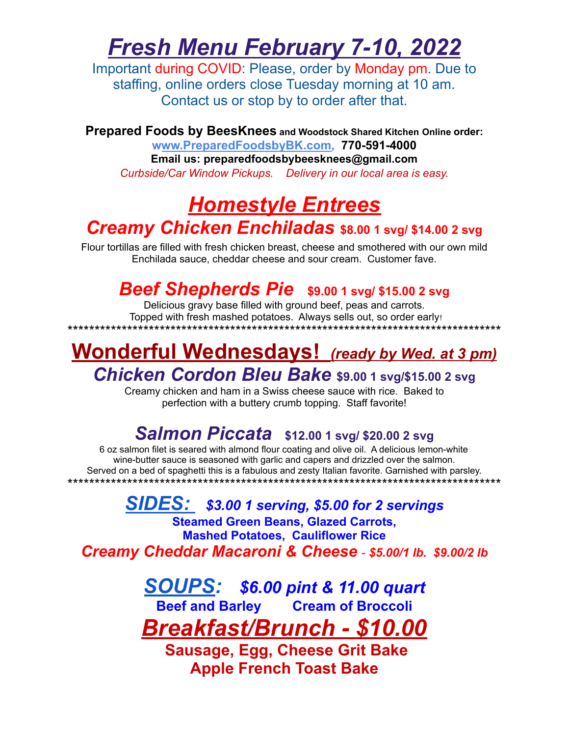# *Fresh Menu February 7-10, 2022*

Important during COVID: Please, order by Monday pm. Due to staffing, online orders close Tuesday morning at 10 am. Contact us or stop by to order after that.

**Prepared Foods by BeesKnees and Woodstock Shared Kitchen Online order:**
**www.PreparedFoodsbyBK.com, 770-591-4000**
**Email us: preparedfoodsbybeesknees@gmail.com**
*Curbside/Car Window Pickups. Delivery in our local area is easy.*

## *Homestyle Entrees*

### *Creamy Chicken Enchiladas* **$8.00 1 svg/ $14.00 2 svg**

Flour tortillas are filled with fresh chicken breast, cheese and smothered with our own mild Enchilada sauce, cheddar cheese and sour cream. Customer fave.

### *Beef Shepherds Pie* **$9.00 1 svg/ $15.00 2 svg**

Delicious gravy base filled with ground beef, peas and carrots. Topped with fresh mashed potatoes. Always sells out, so order early!

********************************************************************************

## Wonderful Wednesdays! *(ready by Wed. at 3 pm)*

### *Chicken Cordon Bleu Bake* **$9.00 1 svg/$15.00 2 svg**

Creamy chicken and ham in a Swiss cheese sauce with rice. Baked to perfection with a buttery crumb topping. Staff favorite!

### *Salmon Piccata* **$12.00 1 svg/ $20.00 2 svg**

6 oz salmon filet is seared with almond flour coating and olive oil. A delicious lemon-white wine-butter sauce is seasoned with garlic and capers and drizzled over the salmon. Served on a bed of spaghetti this is a fabulous and zesty Italian favorite. Garnished with parsley.

********************************************************************************

## *SIDES:* *$3.00 1 serving, $5.00 for 2 servings*

**Steamed Green Beans, Glazed Carrots,**
**Mashed Potatoes, Cauliflower Rice**

***Creamy Cheddar Macaroni & Cheese*** *- $5.00/1 lb. $9.00/2 lb*

## *SOUPS:* *$6.00 pint & 11.00 quart*

**Beef and Barley Cream of Broccoli**

## *Breakfast/Brunch - $10.00*

**Sausage, Egg, Cheese Grit Bake**
**Apple French Toast Bake**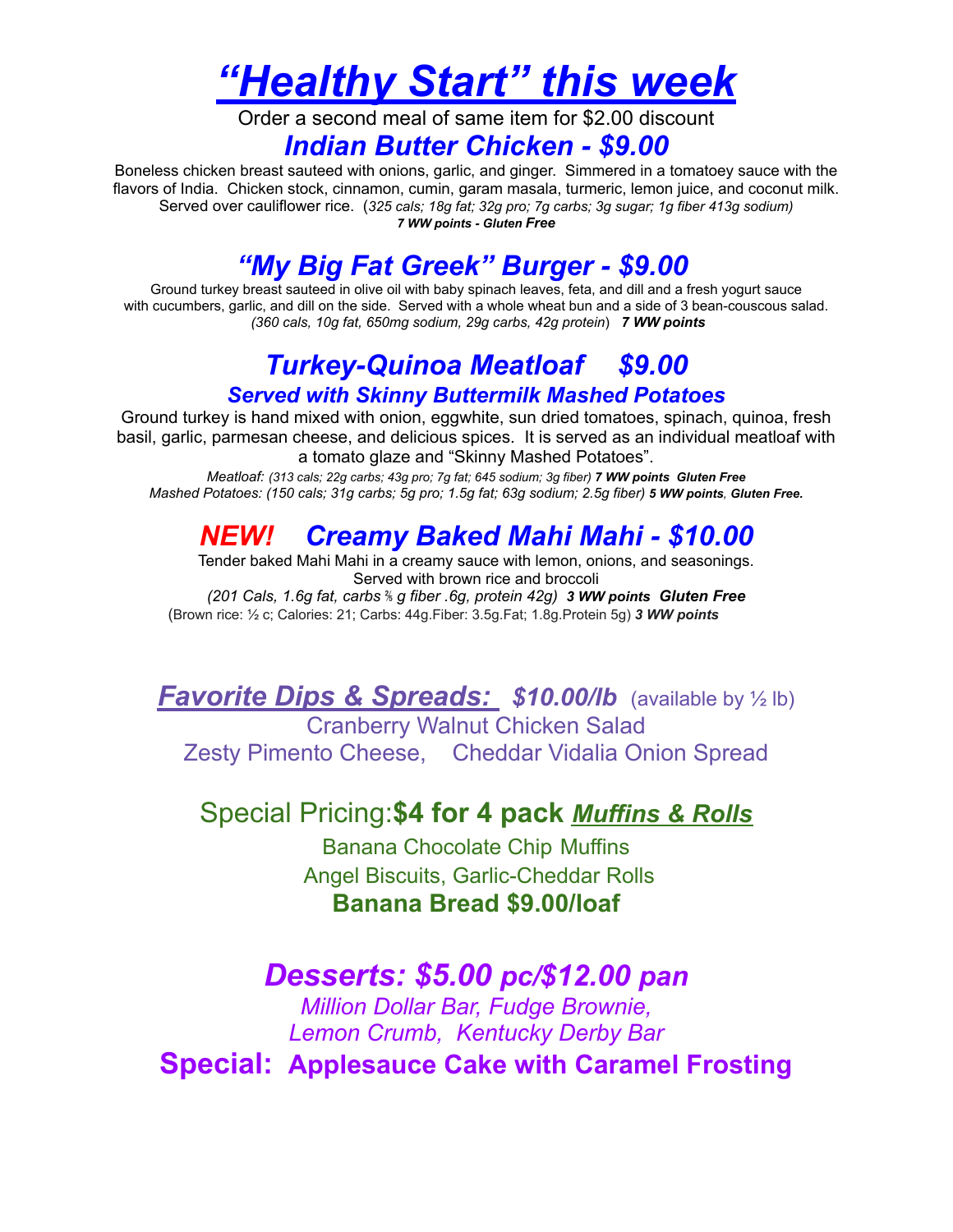# *“Healthy Start” this week*

Order a second meal of same item for $2.00 discount

## *Indian Butter Chicken - $9.00*

Boneless chicken breast sauteed with onions, garlic, and ginger. Simmered in a tomatoey sauce with the flavors of India. Chicken stock, cinnamon, cumin, garam masala, turmeric, lemon juice, and coconut milk. Served over cauliflower rice. (*325 cals; 18g fat; 32g pro; 7g carbs; 3g sugar; 1g fiber 413g sodium)*

***7 WW points - Gluten Free***

## *“My Big Fat Greek” Burger - $9.00*

Ground turkey breast sauteed in olive oil with baby spinach leaves, feta, and dill and a fresh yogurt sauce with cucumbers, garlic, and dill on the side. Served with a whole wheat bun and a side of 3 bean-couscous salad. *(360 cals, 10g fat, 650mg sodium, 29g carbs, 42g protein*) ***7 WW points***

## *Turkey-Quinoa Meatloaf $9.00*

### *Served with Skinny Buttermilk Mashed Potatoes*

Ground turkey is hand mixed with onion, eggwhite, sun dried tomatoes, spinach, quinoa, fresh basil, garlic, parmesan cheese, and delicious spices. It is served as an individual meatloaf with a tomato glaze and “Skinny Mashed Potatoes”.

*Meatloaf: (313 cals; 22g carbs; 43g pro; 7g fat; 645 sodium; 3g fiber)* ***7 WW points Gluten Free***

*Mashed Potatoes: (150 cals; 31g carbs; 5g pro; 1.5g fat; 63g sodium; 2.5g fiber)* ***5 WW points, Gluten Free.***

## *NEW! Creamy Baked Mahi Mahi - $10.00*

Tender baked Mahi Mahi in a creamy sauce with lemon, onions, and seasonings.
Served with brown rice and broccoli

*(201 Cals, 1.6g fat, carbs ⅝ g fiber .6g, protein 42g)* ***3 WW points Gluten Free***

(Brown rice: ½ c; Calories: 21; Carbs: 44g.Fiber: 3.5g.Fat; 1.8g.Protein 5g) ***3 WW points***

## *Favorite Dips & Spreads: $10.00/lb* (available by ½ lb)

Cranberry Walnut Chicken Salad

Zesty Pimento Cheese, Cheddar Vidalia Onion Spread

## Special Pricing: **$4 for 4 pack *Muffins & Rolls***

Banana Chocolate Chip Muffins

Angel Biscuits, Garlic-Cheddar Rolls

**Banana Bread $9.00/loaf**

## *Desserts: $5.00 pc/$12.00 pan*

*Million Dollar Bar, Fudge Brownie,*
*Lemon Crumb, Kentucky Derby Bar*

**Special: Applesauce Cake with Caramel Frosting**